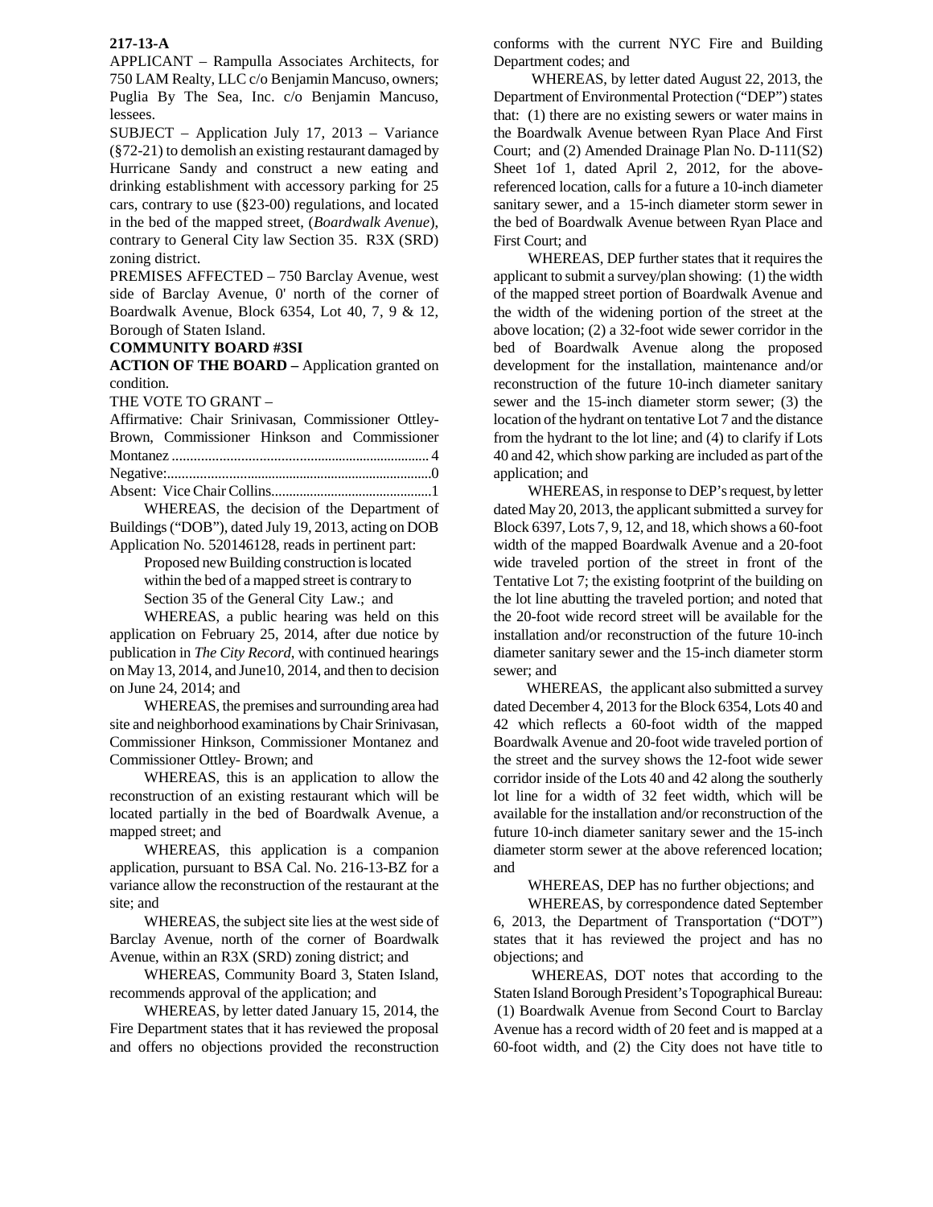**217-13-A**

APPLICANT – Rampulla Associates Architects, for 750 LAM Realty, LLC c/o Benjamin Mancuso, owners; Puglia By The Sea, Inc. c/o Benjamin Mancuso, lessees.

SUBJECT – Application July 17, 2013 – Variance (§72-21) to demolish an existing restaurant damaged by Hurricane Sandy and construct a new eating and drinking establishment with accessory parking for 25 cars, contrary to use (§23-00) regulations, and located in the bed of the mapped street, (*Boardwalk Avenue*), contrary to General City law Section 35. R3X (SRD) zoning district.

PREMISES AFFECTED – 750 Barclay Avenue, west side of Barclay Avenue, 0' north of the corner of Boardwalk Avenue, Block 6354, Lot 40, 7, 9 & 12, Borough of Staten Island.

**COMMUNITY BOARD #3SI**

**ACTION OF THE BOARD –** Application granted on condition.

THE VOTE TO GRANT –

Affirmative: Chair Srinivasan, Commissioner Ottley-Brown, Commissioner Hinkson and Commissioner Montanez ........................................................................ 4

Negative:..........................................................................0

Absent: Vice Chair Collins.............................................1

WHEREAS, the decision of the Department of Buildings ("DOB"), dated July 19, 2013, acting on DOB Application No. 520146128, reads in pertinent part:

> Proposed new Building construction is located within the bed of a mapped street is contrary to Section 35 of the General City Law.; and

WHEREAS, a public hearing was held on this application on February 25, 2014, after due notice by publication in *The City Record*, with continued hearings on May 13, 2014, and June10, 2014, and then to decision on June 24, 2014; and

WHEREAS, the premises and surrounding area had site and neighborhood examinations by Chair Srinivasan, Commissioner Hinkson, Commissioner Montanez and Commissioner Ottley- Brown; and

WHEREAS, this is an application to allow the reconstruction of an existing restaurant which will be located partially in the bed of Boardwalk Avenue, a mapped street; and

WHEREAS, this application is a companion application, pursuant to BSA Cal. No. 216-13-BZ for a variance allow the reconstruction of the restaurant at the site; and

WHEREAS, the subject site lies at the west side of Barclay Avenue, north of the corner of Boardwalk Avenue, within an R3X (SRD) zoning district; and

WHEREAS, Community Board 3, Staten Island, recommends approval of the application; and

WHEREAS, by letter dated January 15, 2014, the Fire Department states that it has reviewed the proposal and offers no objections provided the reconstruction conforms with the current NYC Fire and Building Department codes; and

WHEREAS, by letter dated August 22, 2013, the Department of Environmental Protection ("DEP") states that: (1) there are no existing sewers or water mains in the Boardwalk Avenue between Ryan Place And First Court; and (2) Amended Drainage Plan No. D-111(S2) Sheet 1of 1, dated April 2, 2012, for the above-referenced location, calls for a future a 10-inch diameter sanitary sewer, and a 15-inch diameter storm sewer in the bed of Boardwalk Avenue between Ryan Place and First Court; and

WHEREAS, DEP further states that it requires the applicant to submit a survey/plan showing: (1) the width of the mapped street portion of Boardwalk Avenue and the width of the widening portion of the street at the above location; (2) a 32-foot wide sewer corridor in the bed of Boardwalk Avenue along the proposed development for the installation, maintenance and/or reconstruction of the future 10-inch diameter sanitary sewer and the 15-inch diameter storm sewer; (3) the location of the hydrant on tentative Lot 7 and the distance from the hydrant to the lot line; and (4) to clarify if Lots 40 and 42, which show parking are included as part of the application; and

WHEREAS, in response to DEP's request, by letter dated May 20, 2013, the applicant submitted a survey for Block 6397, Lots 7, 9, 12, and 18, which shows a 60-foot width of the mapped Boardwalk Avenue and a 20-foot wide traveled portion of the street in front of the Tentative Lot 7; the existing footprint of the building on the lot line abutting the traveled portion; and noted that the 20-foot wide record street will be available for the installation and/or reconstruction of the future 10-inch diameter sanitary sewer and the 15-inch diameter storm sewer; and

WHEREAS, the applicant also submitted a survey dated December 4, 2013 for the Block 6354, Lots 40 and 42 which reflects a 60-foot width of the mapped Boardwalk Avenue and 20-foot wide traveled portion of the street and the survey shows the 12-foot wide sewer corridor inside of the Lots 40 and 42 along the southerly lot line for a width of 32 feet width, which will be available for the installation and/or reconstruction of the future 10-inch diameter sanitary sewer and the 15-inch diameter storm sewer at the above referenced location; and

WHEREAS, DEP has no further objections; and

WHEREAS, by correspondence dated September 6, 2013, the Department of Transportation ("DOT") states that it has reviewed the project and has no objections; and

WHEREAS, DOT notes that according to the Staten Island Borough President's Topographical Bureau: (1) Boardwalk Avenue from Second Court to Barclay Avenue has a record width of 20 feet and is mapped at a 60-foot width, and (2) the City does not have title to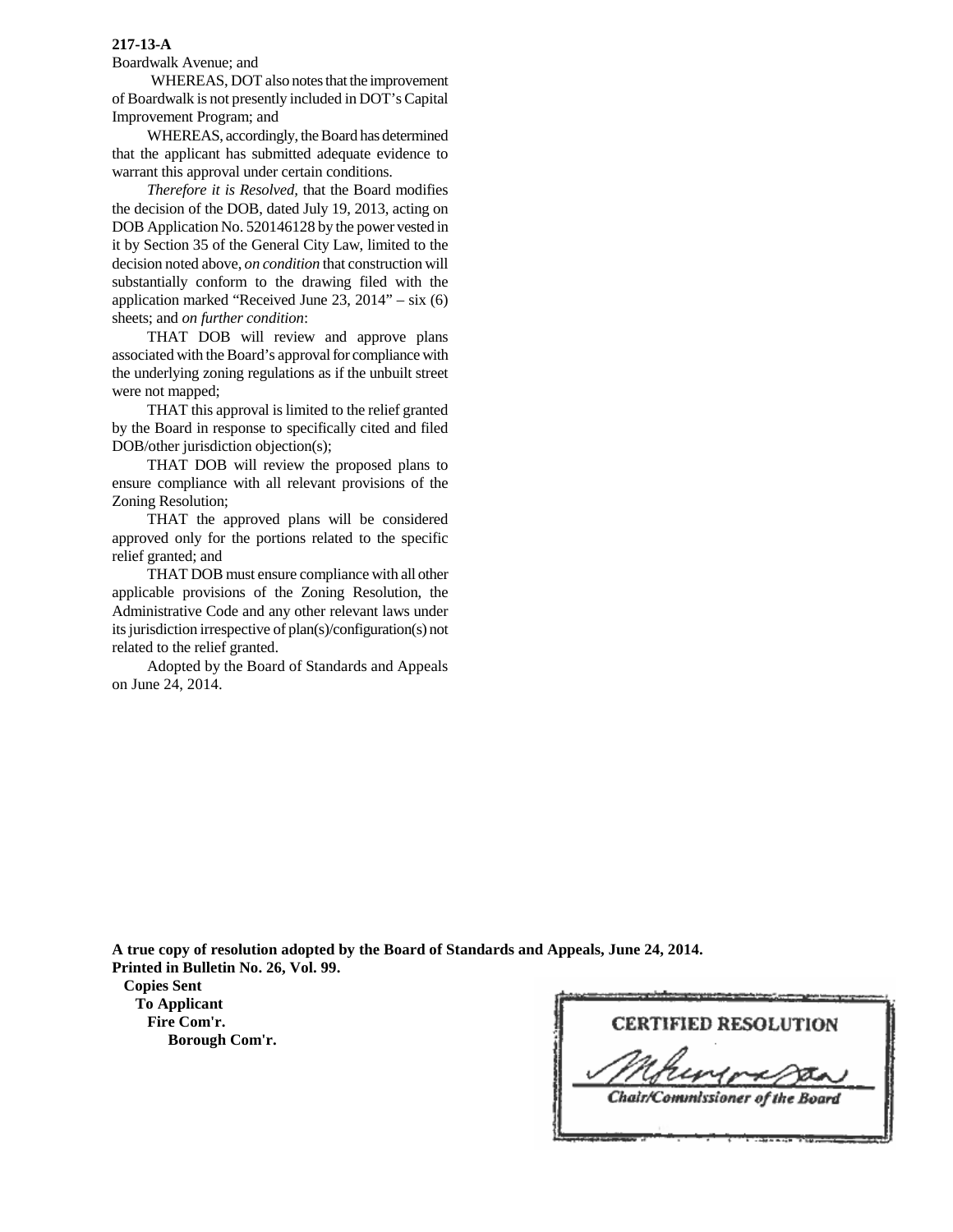**217-13-A**

Boardwalk Avenue; and

WHEREAS, DOT also notes that the improvement of Boardwalk is not presently included in DOT's Capital Improvement Program; and

WHEREAS, accordingly, the Board has determined that the applicant has submitted adequate evidence to warrant this approval under certain conditions.

*Therefore it is Resolved,* that the Board modifies the decision of the DOB, dated July 19, 2013, acting on DOB Application No. 520146128 by the power vested in it by Section 35 of the General City Law, limited to the decision noted above, *on condition* that construction will substantially conform to the drawing filed with the application marked "Received June 23, 2014" – six (6) sheets; and *on further condition*:

THAT DOB will review and approve plans associated with the Board's approval for compliance with the underlying zoning regulations as if the unbuilt street were not mapped;

THAT this approval is limited to the relief granted by the Board in response to specifically cited and filed DOB/other jurisdiction objection(s);

THAT DOB will review the proposed plans to ensure compliance with all relevant provisions of the Zoning Resolution;

THAT the approved plans will be considered approved only for the portions related to the specific relief granted; and

THAT DOB must ensure compliance with all other applicable provisions of the Zoning Resolution, the Administrative Code and any other relevant laws under its jurisdiction irrespective of plan(s)/configuration(s) not related to the relief granted.

Adopted by the Board of Standards and Appeals on June 24, 2014.

**A true copy of resolution adopted by the Board of Standards and Appeals, June 24, 2014.**
**Printed in Bulletin No. 26, Vol. 99.**

**Copies Sent**
**To Applicant**
**Fire Com'r.**
**Borough Com'r.**

CERTIFIED RESOLUTION

Chair/Commissioner of the Board